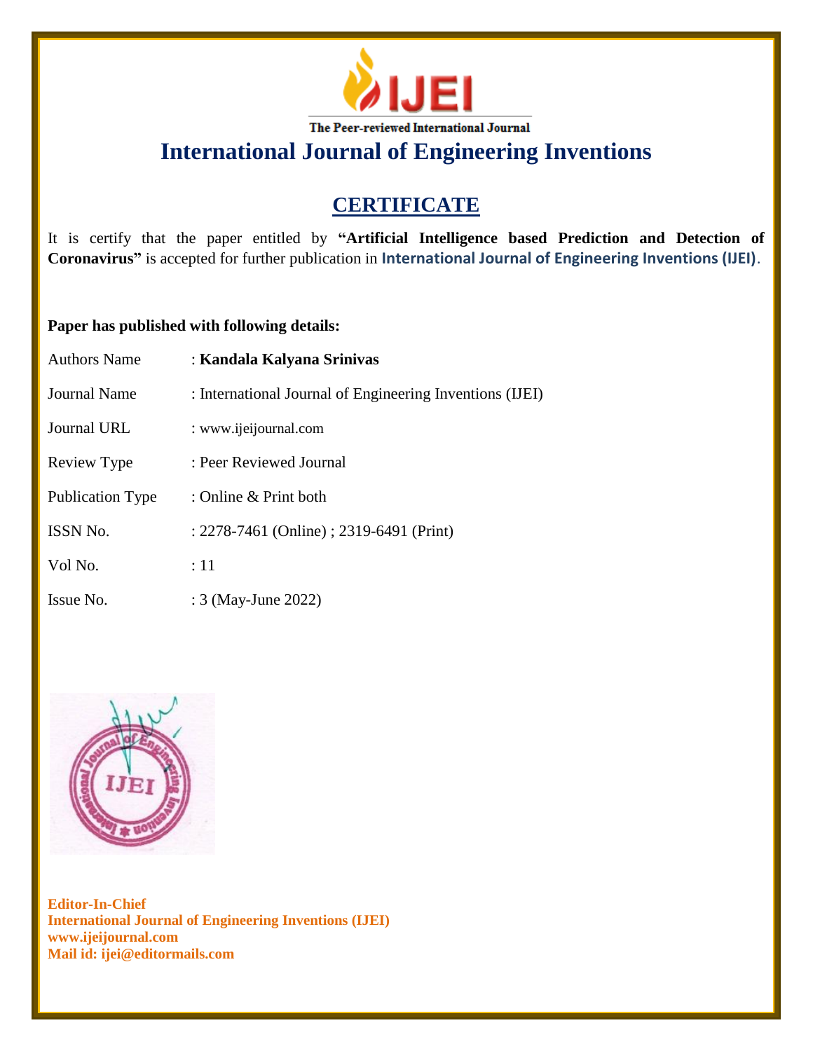IJEI

The Peer-reviewed International Journal

# International Journal of Engineering Inventions

## CERTIFICATE

It is certify that the paper entitled by **"Artificial Intelligence based Prediction and Detection of Coronavirus"** is accepted for further publication in **International Journal of Engineering Inventions (IJEI)**.

**Paper has published with following details:**

| | |
|---|---|
| Authors Name | : **Kandala Kalyana Srinivas** |
| Journal Name | : International Journal of Engineering Inventions (IJEI) |
| Journal URL | : www.ijeijournal.com |
| Review Type | : Peer Reviewed Journal |
| Publication Type | : Online & Print both |
| ISSN No. | : 2278-7461 (Online) ; 2319-6491 (Print) |
| Vol No. | : 11 |
| Issue No. | : 3 (May-June 2022) |

**Editor-In-Chief**
**International Journal of Engineering Inventions (IJEI)**
**www.ijeijournal.com**
**Mail id: ijei@editormails.com**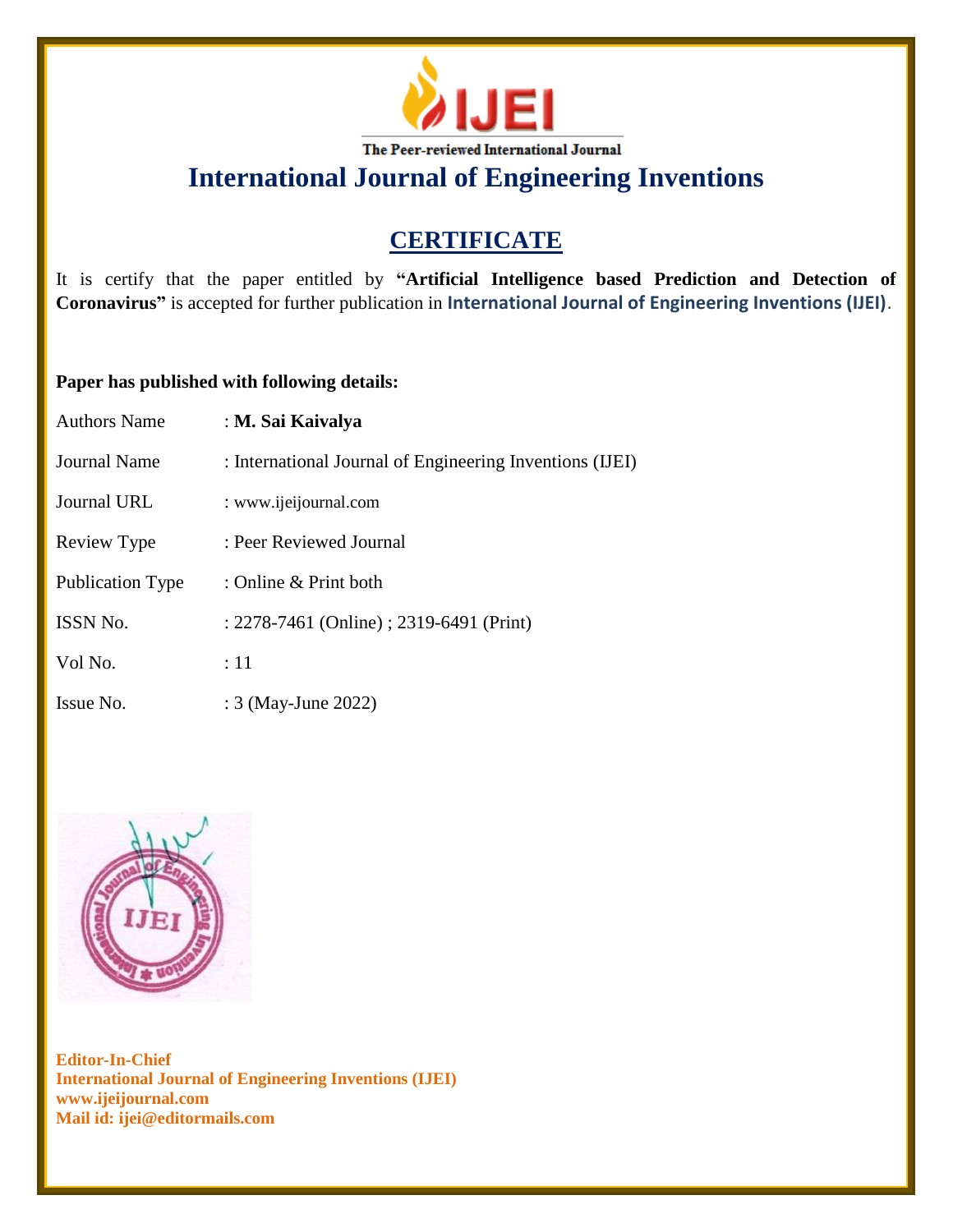The Peer-reviewed International Journal

# International Journal of Engineering Inventions

## CERTIFICATE

It is certify that the paper entitled by **"Artificial Intelligence based Prediction and Detection of Coronavirus"** is accepted for further publication in **International Journal of Engineering Inventions (IJEI)**.

**Paper has published with following details:**

| | |
|---|---|
| Authors Name | : **M. Sai Kaivalya** |
| Journal Name | : International Journal of Engineering Inventions (IJEI) |
| Journal URL | : www.ijeijournal.com |
| Review Type | : Peer Reviewed Journal |
| Publication Type | : Online & Print both |
| ISSN No. | : 2278-7461 (Online) ; 2319-6491 (Print) |
| Vol No. | : 11 |
| Issue No. | : 3 (May-June 2022) |

**Editor-In-Chief**
**International Journal of Engineering Inventions (IJEI)**
**www.ijeijournal.com**
**Mail id: ijei@editormails.com**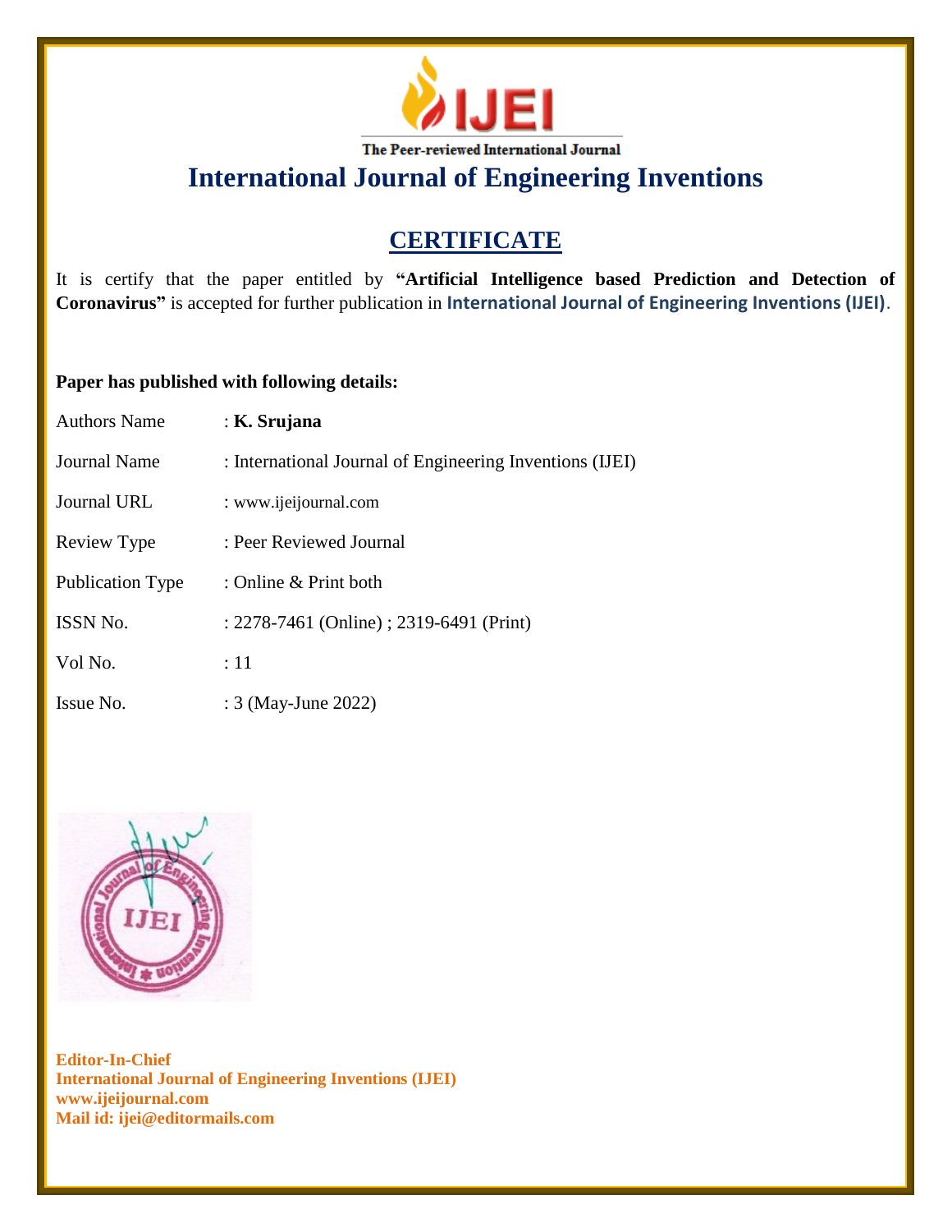The Peer-reviewed International Journal

# International Journal of Engineering Inventions

## CERTIFICATE

It is certify that the paper entitled by **"Artificial Intelligence based Prediction and Detection of Coronavirus"** is accepted for further publication in **International Journal of Engineering Inventions (IJEI)**.

**Paper has published with following details:**

| | |
|---|---|
| Authors Name | : **K. Srujana** |
| Journal Name | : International Journal of Engineering Inventions (IJEI) |
| Journal URL | : www.ijeijournal.com |
| Review Type | : Peer Reviewed Journal |
| Publication Type | : Online & Print both |
| ISSN No. | : 2278-7461 (Online) ; 2319-6491 (Print) |
| Vol No. | : 11 |
| Issue No. | : 3 (May-June 2022) |

**Editor-In-Chief**
**International Journal of Engineering Inventions (IJEI)**
**www.ijeijournal.com**
**Mail id: ijei@editormails.com**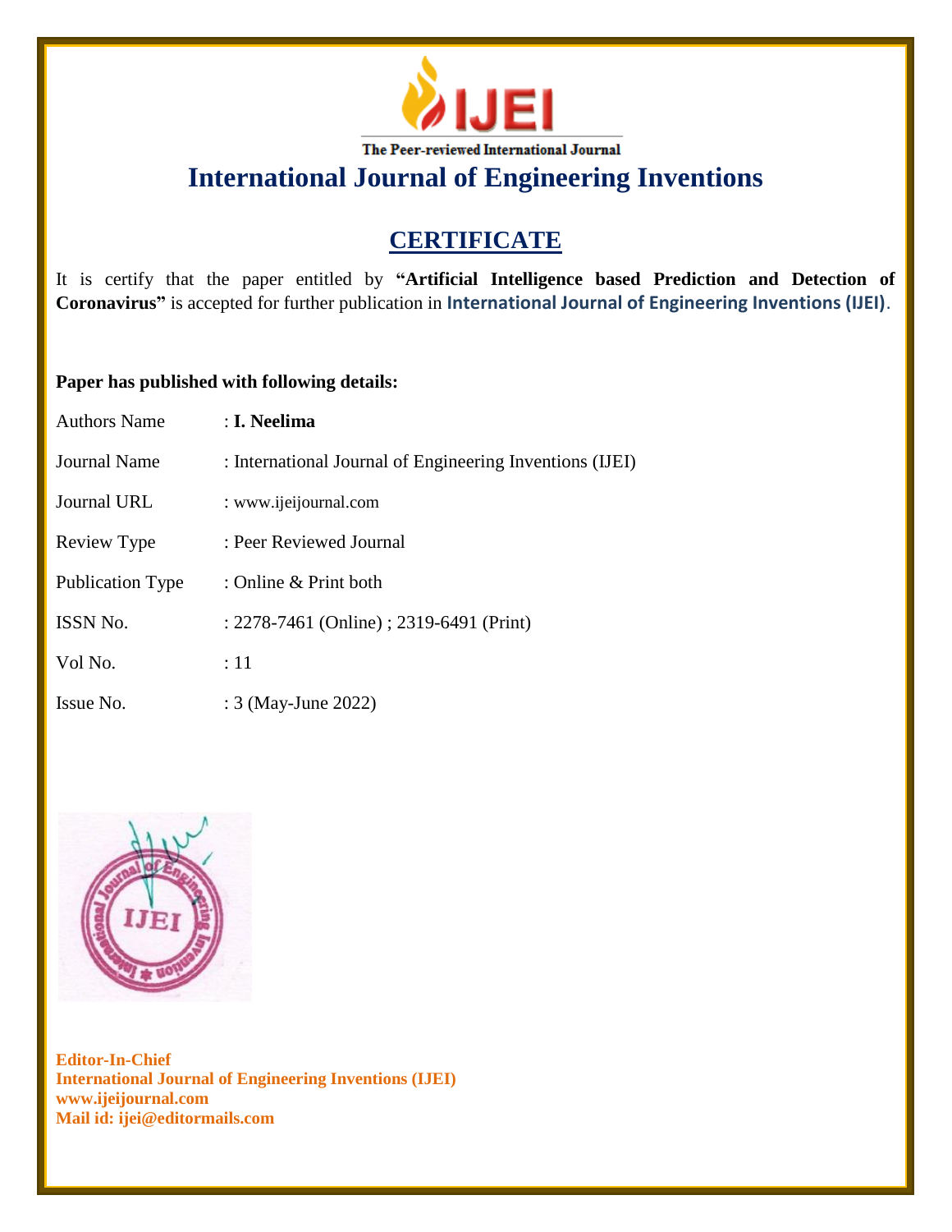IJEI

The Peer-reviewed International Journal

# International Journal of Engineering Inventions

## CERTIFICATE

It is certify that the paper entitled by **"Artificial Intelligence based Prediction and Detection of Coronavirus"** is accepted for further publication in **International Journal of Engineering Inventions (IJEI)**.

**Paper has published with following details:**

| | |
|---|---|
| Authors Name | : **I. Neelima** |
| Journal Name | : International Journal of Engineering Inventions (IJEI) |
| Journal URL | : www.ijeijournal.com |
| Review Type | : Peer Reviewed Journal |
| Publication Type | : Online & Print both |
| ISSN No. | : 2278-7461 (Online) ; 2319-6491 (Print) |
| Vol No. | : 11 |
| Issue No. | : 3 (May-June 2022) |

**Editor-In-Chief**
**International Journal of Engineering Inventions (IJEI)**
**www.ijeijournal.com**
**Mail id: ijei@editormails.com**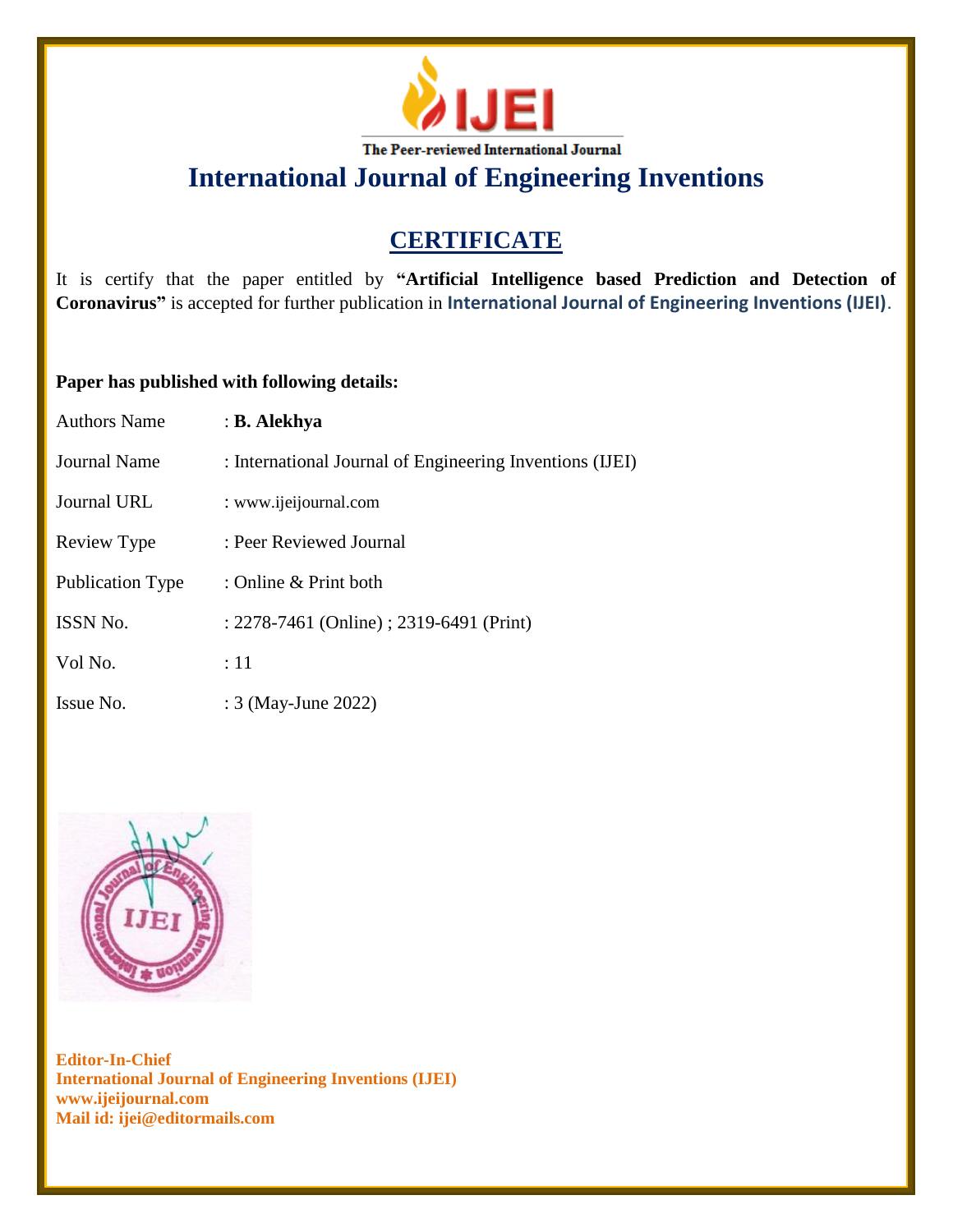IJEI

The Peer-reviewed International Journal

# International Journal of Engineering Inventions

## CERTIFICATE

It is certify that the paper entitled by **"Artificial Intelligence based Prediction and Detection of Coronavirus"** is accepted for further publication in **International Journal of Engineering Inventions (IJEI)**.

**Paper has published with following details:**

| | |
|---|---|
| Authors Name | : **B. Alekhya** |
| Journal Name | : International Journal of Engineering Inventions (IJEI) |
| Journal URL | : www.ijeijournal.com |
| Review Type | : Peer Reviewed Journal |
| Publication Type | : Online & Print both |
| ISSN No. | : 2278-7461 (Online) ; 2319-6491 (Print) |
| Vol No. | : 11 |
| Issue No. | : 3 (May-June 2022) |

**Editor-In-Chief**
**International Journal of Engineering Inventions (IJEI)**
**www.ijeijournal.com**
**Mail id: ijei@editormails.com**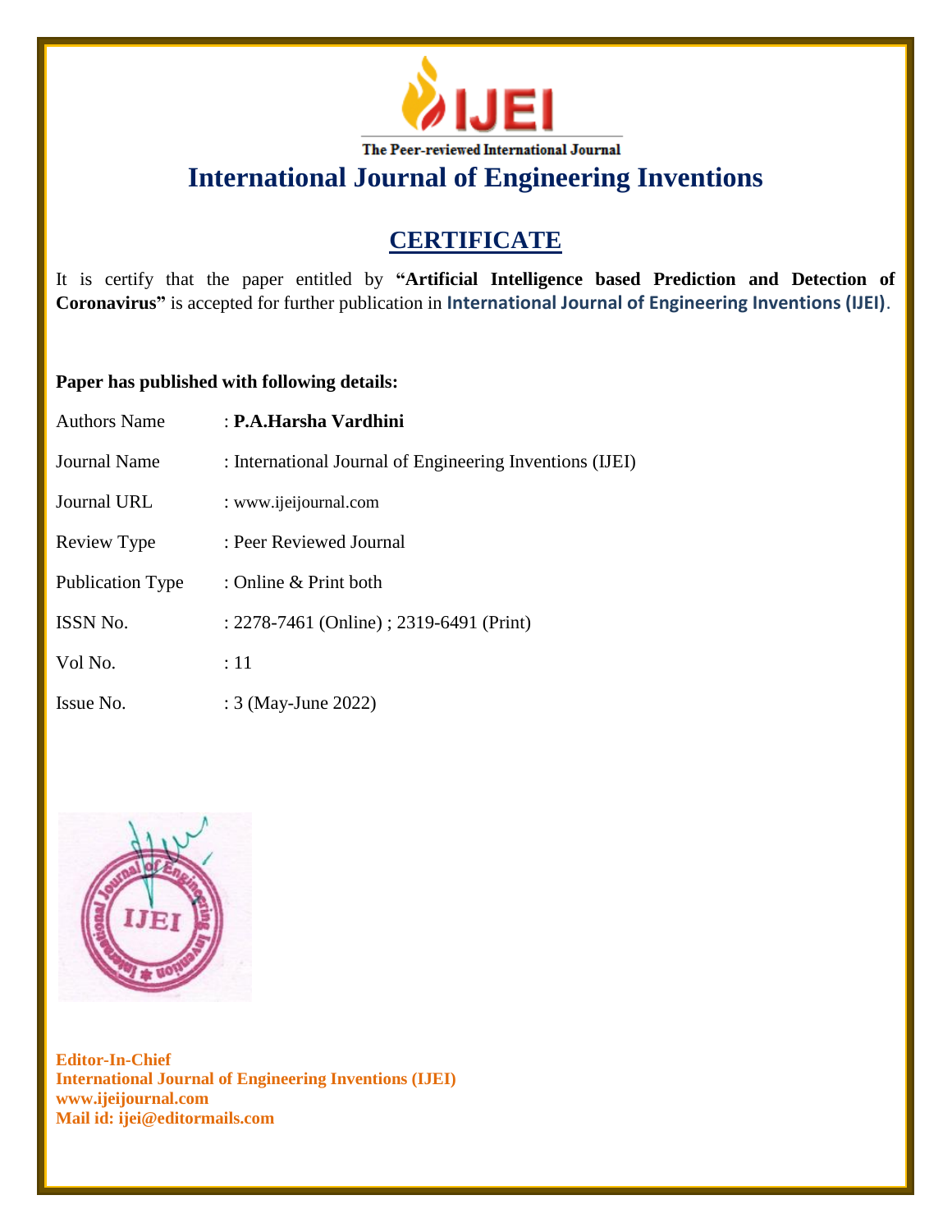The Peer-reviewed International Journal

# International Journal of Engineering Inventions

## CERTIFICATE

It is certify that the paper entitled by **"Artificial Intelligence based Prediction and Detection of Coronavirus"** is accepted for further publication in **International Journal of Engineering Inventions (IJEI)**.

**Paper has published with following details:**

| | |
|---|---|
| Authors Name | : **P.A.Harsha Vardhini** |
| Journal Name | : International Journal of Engineering Inventions (IJEI) |
| Journal URL | : www.ijeijournal.com |
| Review Type | : Peer Reviewed Journal |
| Publication Type | : Online & Print both |
| ISSN No. | : 2278-7461 (Online) ; 2319-6491 (Print) |
| Vol No. | : 11 |
| Issue No. | : 3 (May-June 2022) |

**Editor-In-Chief**
**International Journal of Engineering Inventions (IJEI)**
**www.ijeijournal.com**
**Mail id: ijei@editormails.com**